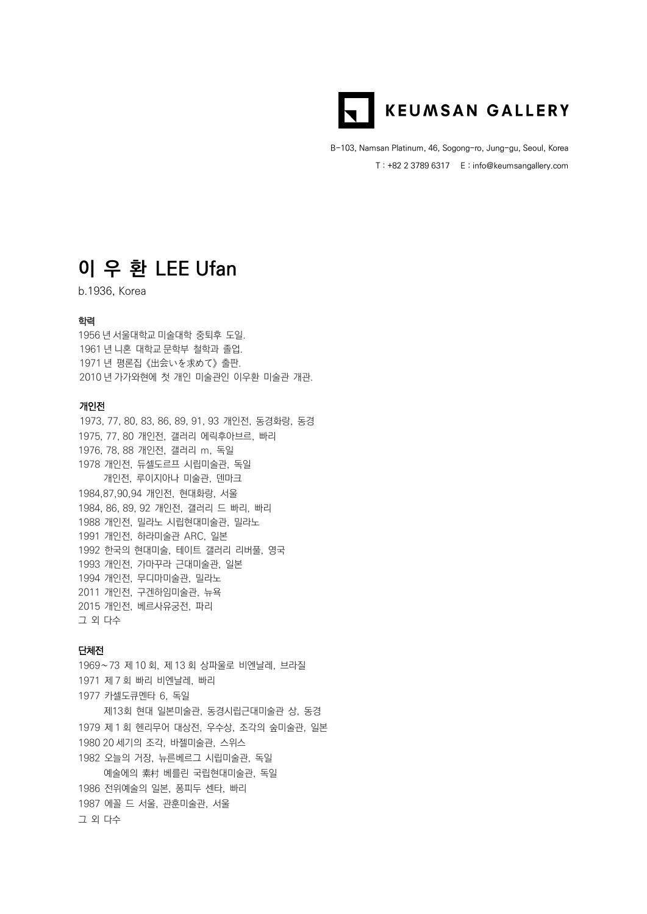KEUMSAN GALLERY

B-103, Namsan Platinum, 46, Sogong-ro, Jung-gu, Seoul, Korea
T : +82 2 3789 6317 E : info@keumsangallery.com

# 이 우 환 LEE Ufan

b.1936, Korea

### 학력

1956 년 서울대학교 미술대학 중퇴후 도일.
1961 년 니혼 대학교 문학부 철학과 졸업.
1971 년 평론집《出会いを求めて》출판.
2010 년 가가와현에 첫 개인 미술관인 이우환 미술관 개관.

### 개인전

1973, 77, 80, 83, 86, 89, 91, 93 개인전, 동경화랑, 동경
1975, 77, 80 개인전, 갤러리 에릭후아브르, 빠리
1976, 78, 88 개인전, 갤러리 m, 독일
1978 개인전, 듀셀도르프 시립미술관, 독일
개인전, 루이지아나 미술관, 덴마크
1984,87,90,94 개인전, 현대화랑, 서울
1984, 86, 89, 92 개인전, 갤러리 드 빠리, 빠리
1988 개인전, 밀라노 시립현대미술관, 밀라노
1991 개인전, 하라미술관 ARC, 일본
1992 한국의 현대미술, 테이트 갤러리 리버풀, 영국
1993 개인전, 가마꾸라 근대미술관, 일본
1994 개인전, 무디마미술관, 밀라노
2011 개인전, 구겐하임미술관, 뉴욕
2015 개인전, 베르사유궁전, 파리
그 외 다수

### 단체전

1969~73 제 10 회, 제 13 회 상파울로 비엔날레, 브라질
1971 제 7 회 빠리 비엔날레, 빠리
1977 카셀도큐멘타 6, 독일
제13회 현대 일본미술관, 동경시립근대미술관 상, 동경
1979 제 1 회 헨리무어 대상전, 우수상, 조각의 숲미술관, 일본
1980 20 세기의 조각, 바젤미술관, 스위스
1982 오늘의 거장, 뉴른베르그 시립미술관, 독일
예술에의 素材 베를린 국립현대미술관, 독일
1986 전위예술의 일본, 퐁피두 센타, 빠리
1987 에꼴 드 서울, 관훈미술관, 서울
그 외 다수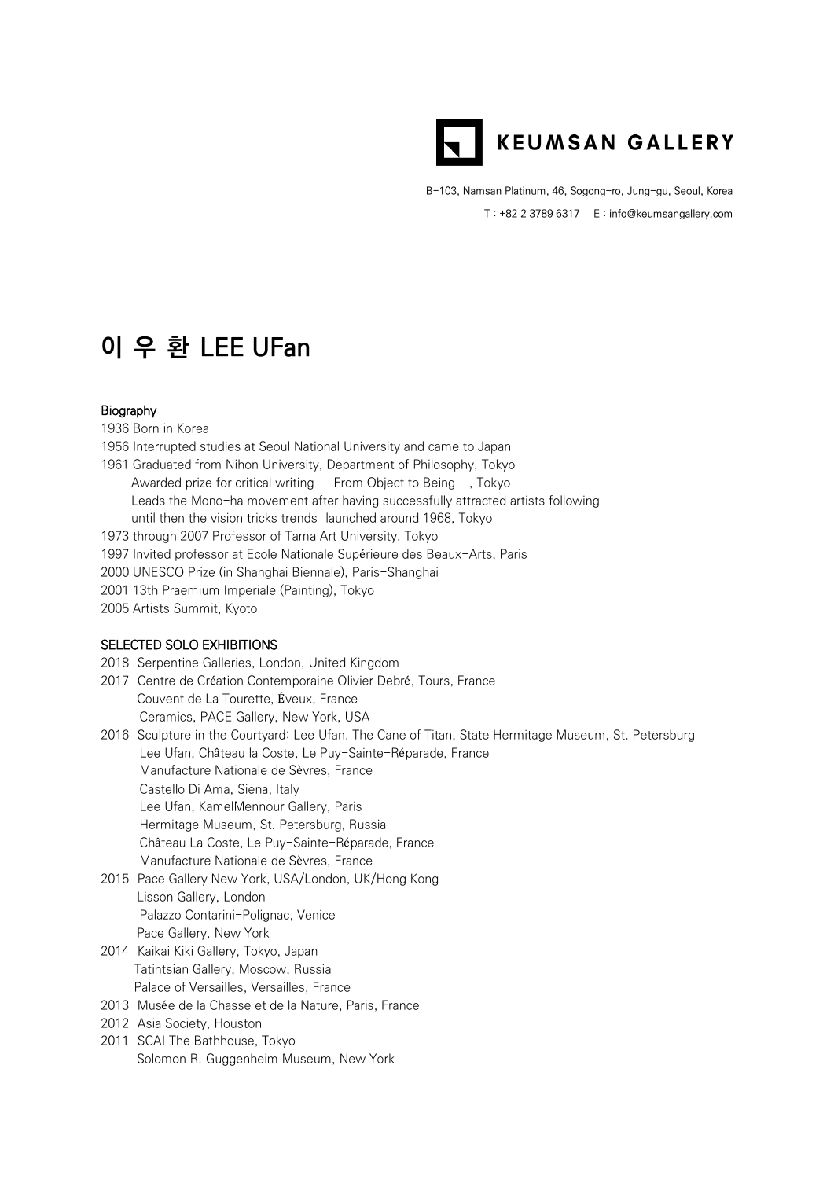KEUMSAN GALLERY

B-103, Namsan Platinum, 46, Sogong-ro, Jung-gu, Seoul, Korea

T : +82 2 3789 6317 E : info@keumsangallery.com

# 이 우 환 LEE UFan

## Biography

1936 Born in Korea

1956 Interrupted studies at Seoul National University and came to Japan

1961 Graduated from Nihon University, Department of Philosophy, Tokyo

Awarded prize for critical writing From Object to Being , Tokyo

Leads the Mono-ha movement after having successfully attracted artists following until then the vision tricks trends launched around 1968, Tokyo

1973 through 2007 Professor of Tama Art University, Tokyo

1997 Invited professor at Ecole Nationale Supérieure des Beaux-Arts, Paris

2000 UNESCO Prize (in Shanghai Biennale), Paris-Shanghai

2001 13th Praemium Imperiale (Painting), Tokyo

2005 Artists Summit, Kyoto

## SELECTED SOLO EXHIBITIONS

2018 Serpentine Galleries, London, United Kingdom

2017 Centre de Création Contemporaine Olivier Debré, Tours, France

Couvent de La Tourette, Éveux, France

Ceramics, PACE Gallery, New York, USA

2016 Sculpture in the Courtyard: Lee Ufan. The Cane of Titan, State Hermitage Museum, St. Petersburg

Lee Ufan, Château la Coste, Le Puy-Sainte-Réparade, France

Manufacture Nationale de Sèvres, France

Castello Di Ama, Siena, Italy

Lee Ufan, KamelMennour Gallery, Paris

Hermitage Museum, St. Petersburg, Russia

Château La Coste, Le Puy-Sainte-Réparade, France

Manufacture Nationale de Sèvres, France

2015 Pace Gallery New York, USA/London, UK/Hong Kong

Lisson Gallery, London

Palazzo Contarini-Polignac, Venice

Pace Gallery, New York

2014 Kaikai Kiki Gallery, Tokyo, Japan

Tatintsian Gallery, Moscow, Russia

Palace of Versailles, Versailles, France

2013 Musée de la Chasse et de la Nature, Paris, France

2012 Asia Society, Houston

2011 SCAI The Bathhouse, Tokyo

Solomon R. Guggenheim Museum, New York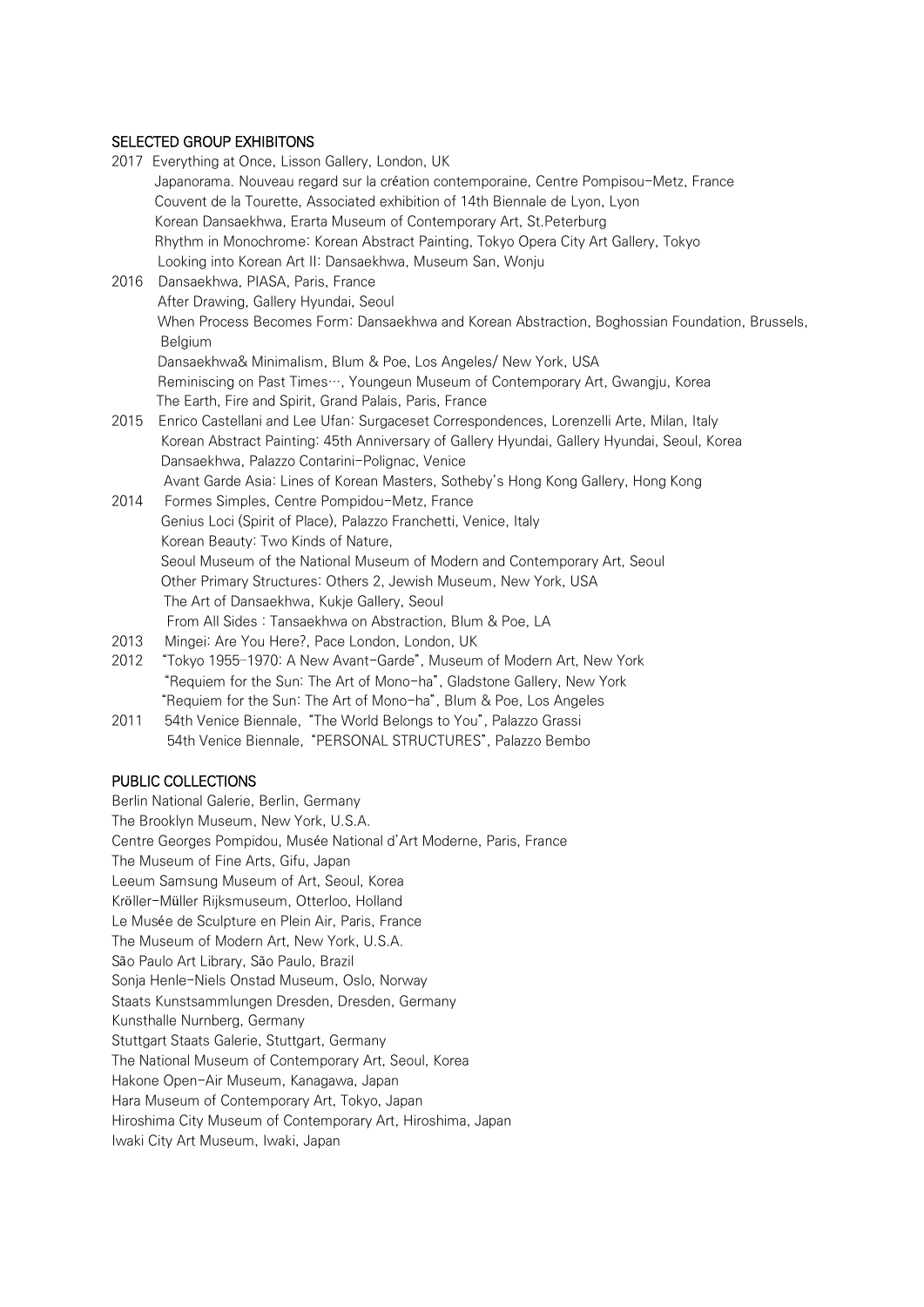## SELECTED GROUP EXHIBITONS

2017 Everything at Once, Lisson Gallery, London, UK
Japanorama. Nouveau regard sur la création contemporaine, Centre Pompisou-Metz, France
Couvent de la Tourette, Associated exhibition of 14th Biennale de Lyon, Lyon
Korean Dansaekhwa, Erarta Museum of Contemporary Art, St.Peterburg
Rhythm in Monochrome: Korean Abstract Painting, Tokyo Opera City Art Gallery, Tokyo
Looking into Korean Art II: Dansaekhwa, Museum San, Wonju

2016 Dansaekhwa, PIASA, Paris, France
After Drawing, Gallery Hyundai, Seoul
When Process Becomes Form: Dansaekhwa and Korean Abstraction, Boghossian Foundation, Brussels, Belgium
Dansaekhwa& Minimalism, Blum & Poe, Los Angeles/ New York, USA
Reminiscing on Past Times…, Youngeun Museum of Contemporary Art, Gwangju, Korea
The Earth, Fire and Spirit, Grand Palais, Paris, France

2015 Enrico Castellani and Lee Ufan: Surgaceset Correspondences, Lorenzelli Arte, Milan, Italy
Korean Abstract Painting: 45th Anniversary of Gallery Hyundai, Gallery Hyundai, Seoul, Korea
Dansaekhwa, Palazzo Contarini-Polignac, Venice
Avant Garde Asia: Lines of Korean Masters, Sotheby's Hong Kong Gallery, Hong Kong

2014 Formes Simples, Centre Pompidou-Metz, France
Genius Loci (Spirit of Place), Palazzo Franchetti, Venice, Italy
Korean Beauty: Two Kinds of Nature,
Seoul Museum of the National Museum of Modern and Contemporary Art, Seoul
Other Primary Structures: Others 2, Jewish Museum, New York, USA
The Art of Dansaekhwa, Kukje Gallery, Seoul
From All Sides : Tansaekhwa on Abstraction, Blum & Poe, LA

2013 Mingei: Are You Here?, Pace London, London, UK

2012 "Tokyo 1955-1970: A New Avant-Garde", Museum of Modern Art, New York
"Requiem for the Sun: The Art of Mono-ha", Gladstone Gallery, New York
"Requiem for the Sun: The Art of Mono-ha", Blum & Poe, Los Angeles

2011 54th Venice Biennale, "The World Belongs to You", Palazzo Grassi
54th Venice Biennale, "PERSONAL STRUCTURES", Palazzo Bembo

## PUBLIC COLLECTIONS

Berlin National Galerie, Berlin, Germany
The Brooklyn Museum, New York, U.S.A.
Centre Georges Pompidou, Musée National d'Art Moderne, Paris, France
The Museum of Fine Arts, Gifu, Japan
Leeum Samsung Museum of Art, Seoul, Korea
Kröller-Müller Rijksmuseum, Otterloo, Holland
Le Musée de Sculpture en Plein Air, Paris, France
The Museum of Modern Art, New York, U.S.A.
São Paulo Art Library, São Paulo, Brazil
Sonja Henle-Niels Onstad Museum, Oslo, Norway
Staats Kunstsammlungen Dresden, Dresden, Germany
Kunsthalle Nurnberg, Germany
Stuttgart Staats Galerie, Stuttgart, Germany
The National Museum of Contemporary Art, Seoul, Korea
Hakone Open-Air Museum, Kanagawa, Japan
Hara Museum of Contemporary Art, Tokyo, Japan
Hiroshima City Museum of Contemporary Art, Hiroshima, Japan
Iwaki City Art Museum, Iwaki, Japan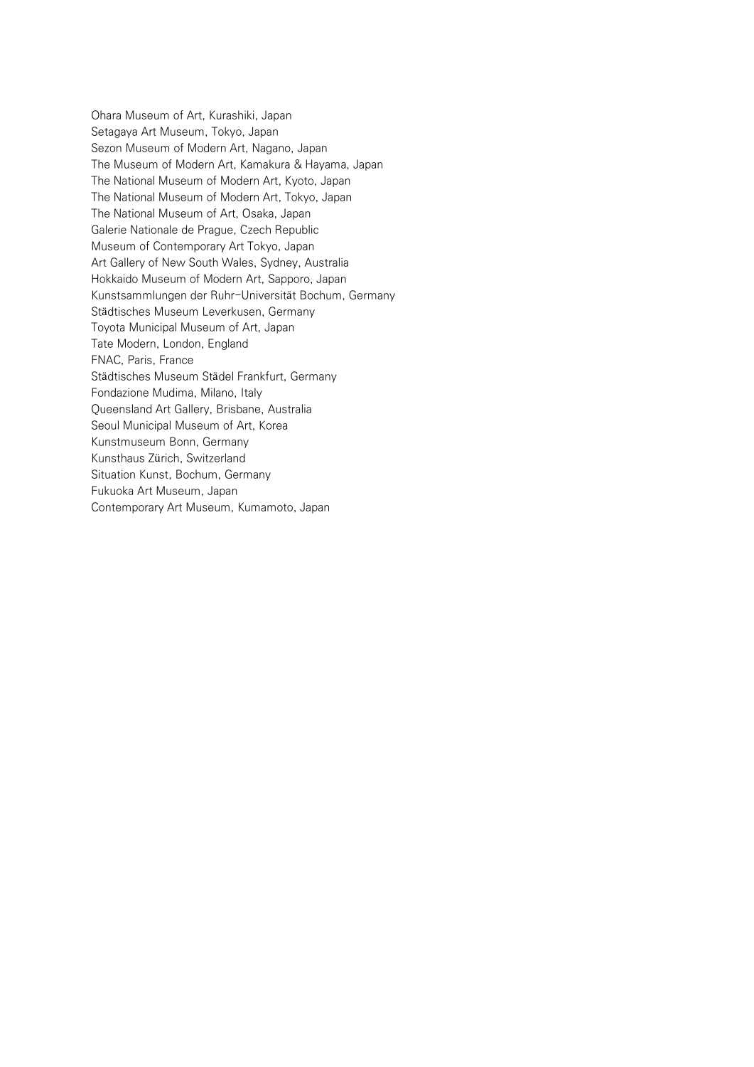Ohara Museum of Art, Kurashiki, Japan
Setagaya Art Museum, Tokyo, Japan
Sezon Museum of Modern Art, Nagano, Japan
The Museum of Modern Art, Kamakura & Hayama, Japan
The National Museum of Modern Art, Kyoto, Japan
The National Museum of Modern Art, Tokyo, Japan
The National Museum of Art, Osaka, Japan
Galerie Nationale de Prague, Czech Republic
Museum of Contemporary Art Tokyo, Japan
Art Gallery of New South Wales, Sydney, Australia
Hokkaido Museum of Modern Art, Sapporo, Japan
Kunstsammlungen der Ruhr-Universität Bochum, Germany
Städtisches Museum Leverkusen, Germany
Toyota Municipal Museum of Art, Japan
Tate Modern, London, England
FNAC, Paris, France
Städtisches Museum Städel Frankfurt, Germany
Fondazione Mudima, Milano, Italy
Queensland Art Gallery, Brisbane, Australia
Seoul Municipal Museum of Art, Korea
Kunstmuseum Bonn, Germany
Kunsthaus Zürich, Switzerland
Situation Kunst, Bochum, Germany
Fukuoka Art Museum, Japan
Contemporary Art Museum, Kumamoto, Japan